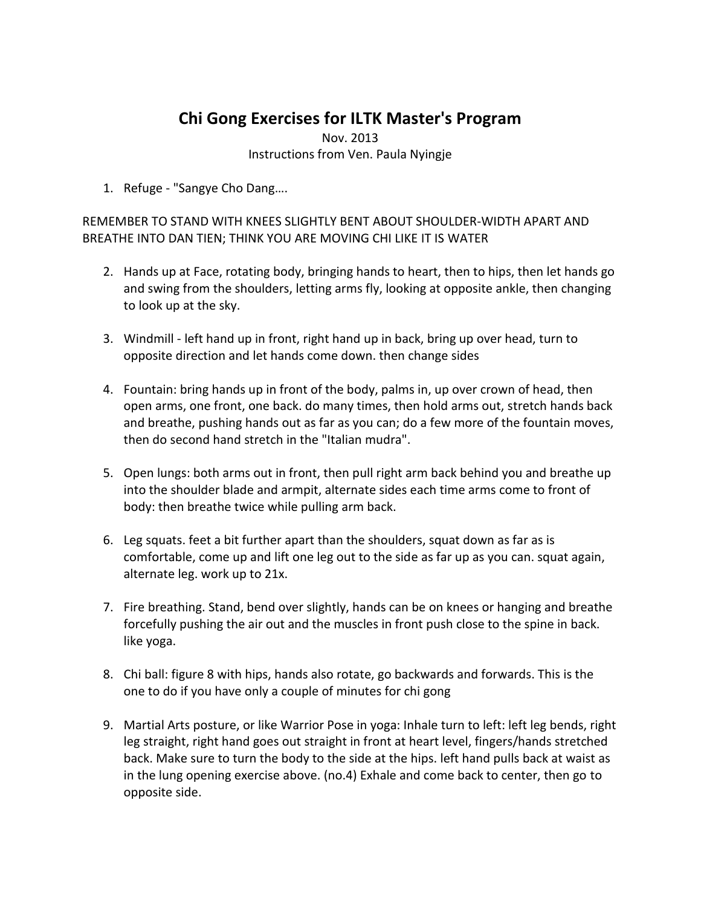# Chi Gong Exercises for ILTK Master's Program

Nov. 2013

Instructions from Ven. Paula Nyingje

1. Refuge - "Sangye Cho Dang….

REMEMBER TO STAND WITH KNEES SLIGHTLY BENT ABOUT SHOULDER-WIDTH APART AND BREATHE INTO DAN TIEN; THINK YOU ARE MOVING CHI LIKE IT IS WATER

2. Hands up at Face, rotating body, bringing hands to heart, then to hips, then let hands go and swing from the shoulders, letting arms fly, looking at opposite ankle, then changing to look up at the sky.

3. Windmill - left hand up in front, right hand up in back, bring up over head, turn to opposite direction and let hands come down. then change sides

4. Fountain: bring hands up in front of the body, palms in, up over crown of head, then open arms, one front, one back. do many times, then hold arms out, stretch hands back and breathe, pushing hands out as far as you can; do a few more of the fountain moves, then do second hand stretch in the "Italian mudra".

5. Open lungs: both arms out in front, then pull right arm back behind you and breathe up into the shoulder blade and armpit, alternate sides each time arms come to front of body: then breathe twice while pulling arm back.

6. Leg squats. feet a bit further apart than the shoulders, squat down as far as is comfortable, come up and lift one leg out to the side as far up as you can. squat again, alternate leg. work up to 21x.

7. Fire breathing. Stand, bend over slightly, hands can be on knees or hanging and breathe forcefully pushing the air out and the muscles in front push close to the spine in back. like yoga.

8. Chi ball: figure 8 with hips, hands also rotate, go backwards and forwards. This is the one to do if you have only a couple of minutes for chi gong

9. Martial Arts posture, or like Warrior Pose in yoga: Inhale turn to left: left leg bends, right leg straight, right hand goes out straight in front at heart level, fingers/hands stretched back. Make sure to turn the body to the side at the hips. left hand pulls back at waist as in the lung opening exercise above. (no.4) Exhale and come back to center, then go to opposite side.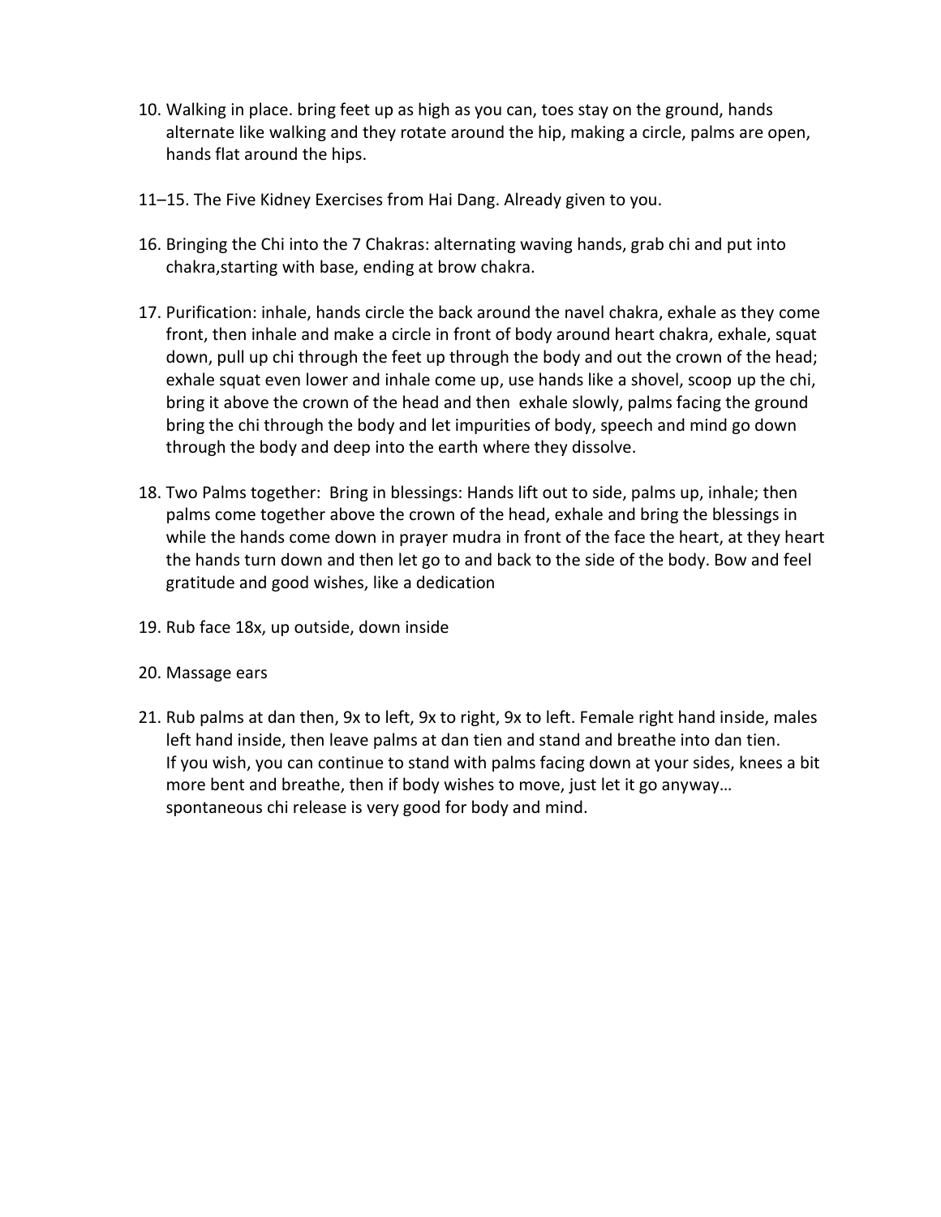10. Walking in place. bring feet up as high as you can, toes stay on the ground, hands alternate like walking and they rotate around the hip, making a circle, palms are open, hands flat around the hips.

11–15. The Five Kidney Exercises from Hai Dang. Already given to you.

16. Bringing the Chi into the 7 Chakras: alternating waving hands, grab chi and put into chakra,starting with base, ending at brow chakra.

17. Purification: inhale, hands circle the back around the navel chakra, exhale as they come front, then inhale and make a circle in front of body around heart chakra, exhale, squat down, pull up chi through the feet up through the body and out the crown of the head; exhale squat even lower and inhale come up, use hands like a shovel, scoop up the chi, bring it above the crown of the head and then exhale slowly, palms facing the ground bring the chi through the body and let impurities of body, speech and mind go down through the body and deep into the earth where they dissolve.

18. Two Palms together: Bring in blessings: Hands lift out to side, palms up, inhale; then palms come together above the crown of the head, exhale and bring the blessings in while the hands come down in prayer mudra in front of the face the heart, at they heart the hands turn down and then let go to and back to the side of the body. Bow and feel gratitude and good wishes, like a dedication

19. Rub face 18x, up outside, down inside

20. Massage ears

21. Rub palms at dan then, 9x to left, 9x to right, 9x to left. Female right hand inside, males left hand inside, then leave palms at dan tien and stand and breathe into dan tien.
    If you wish, you can continue to stand with palms facing down at your sides, knees a bit more bent and breathe, then if body wishes to move, just let it go anyway… spontaneous chi release is very good for body and mind.